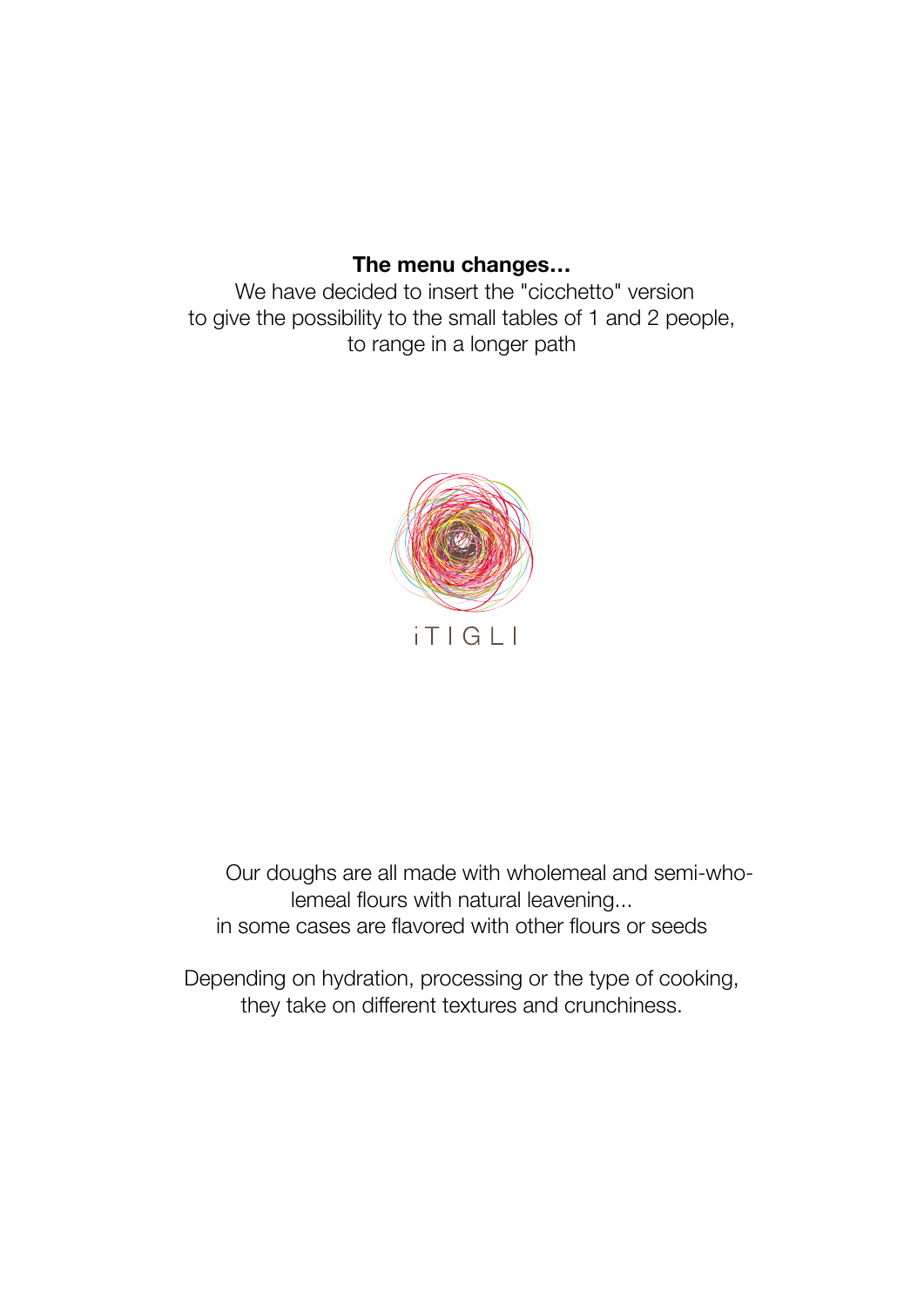**The menu changes…**

We have decided to insert the "cicchetto" version
to give the possibility to the small tables of 1 and 2 people,
to range in a longer path

iTIGLI

Our doughs are all made with wholemeal and semi-wholemeal flours with natural leavening...
in some cases are flavored with other flours or seeds

Depending on hydration, processing or the type of cooking,
they take on different textures and crunchiness.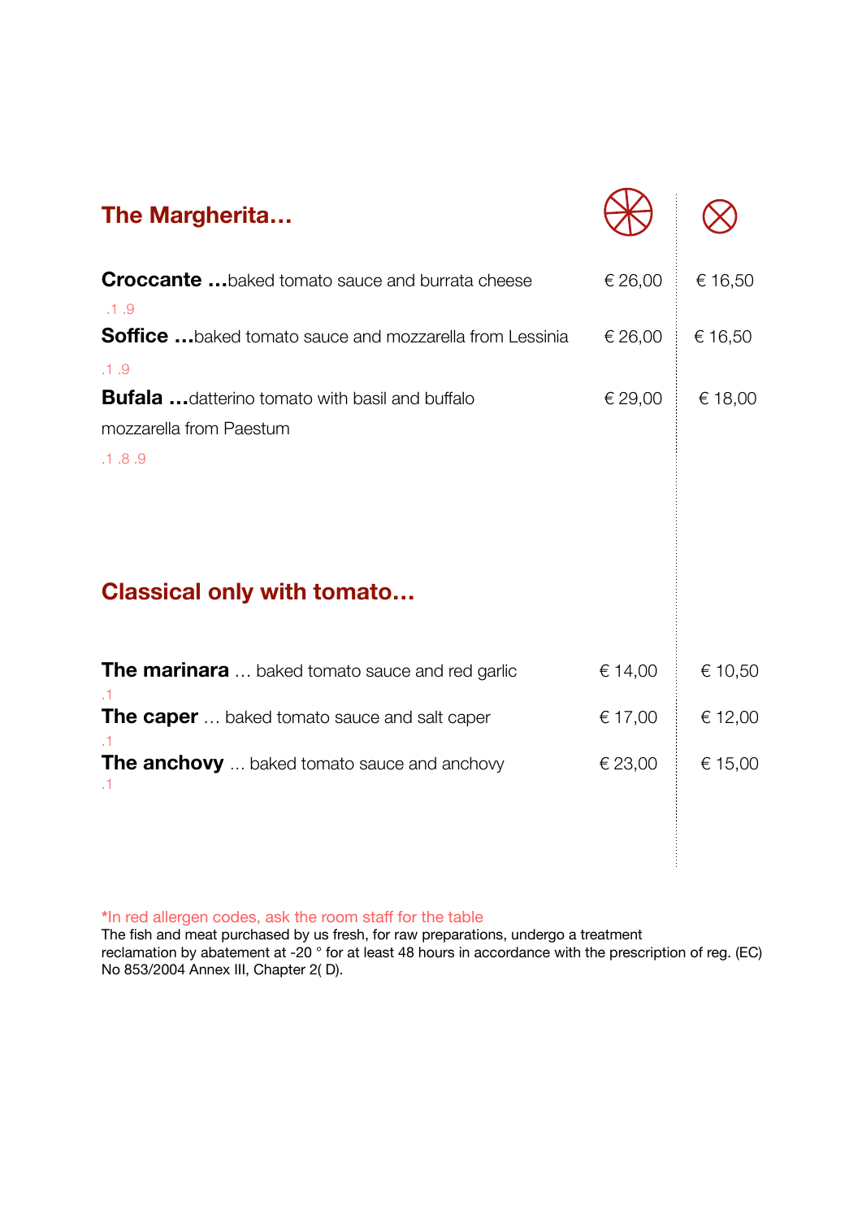## The Margherita…

| | | |
|---|---|---|
| **Croccante …**baked tomato sauce and burrata cheese<br>.1 .9 | € 26,00 | € 16,50 |
| **Soffice …**baked tomato sauce and mozzarella from Lessinia<br>.1 .9 | € 26,00 | € 16,50 |
| **Bufala …**datterino tomato with basil and buffalo mozzarella from Paestum<br>.1 .8 .9 | € 29,00 | € 18,00 |

## Classical only with tomato…

| | | |
|---|---|---|
| **The marinara** … baked tomato sauce and red garlic<br>.1 | € 14,00 | € 10,50 |
| **The caper** … baked tomato sauce and salt caper<br>.1 | € 17,00 | € 12,00 |
| **The anchovy** … baked tomato sauce and anchovy<br>.1 | € 23,00 | € 15,00 |

*In red allergen codes, ask the room staff for the table
The fish and meat purchased by us fresh, for raw preparations, undergo a treatment reclamation by abatement at -20 ° for at least 48 hours in accordance with the prescription of reg. (EC) No 853/2004 Annex III, Chapter 2( D).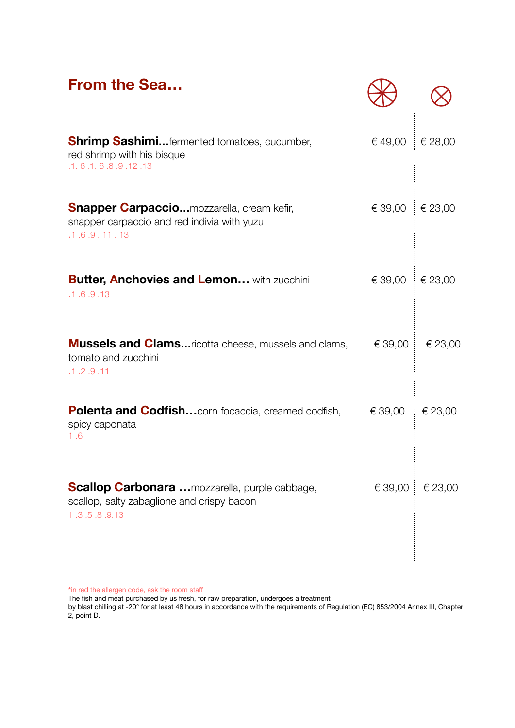# From the Sea…

| | | |
|---|---|---|
| **Shrimp Sashimi…**fermented tomatoes, cucumber, red shrimp with his bisque<br>.1. 6 .1. 6 .8 .9 .12 .13 | € 49,00 | € 28,00 |
| **Snapper Carpaccio…**mozzarella, cream kefir, snapper carpaccio and red indivia with yuzu<br>.1 .6 .9 . 11 . 13 | € 39,00 | € 23,00 |
| **Butter, Anchovies and Lemon…** with zucchini<br>.1 .6 .9 .13 | € 39,00 | € 23,00 |
| **Mussels and Clams…**ricotta cheese, mussels and clams, tomato and zucchini<br>.1 .2 .9 .11 | € 39,00 | € 23,00 |
| **Polenta and Codfish…**corn focaccia, creamed codfish, spicy caponata<br>1 .6 | € 39,00 | € 23,00 |
| **Scallop Carbonara …**mozzarella, purple cabbage, scallop, salty zabaglione and crispy bacon<br>1 .3 .5 .8 .9.13 | € 39,00 | € 23,00 |

*in red the allergen code, ask the room staff

The fish and meat purchased by us fresh, for raw preparation, undergoes a treatment by blast chilling at -20° for at least 48 hours in accordance with the requirements of Regulation (EC) 853/2004 Annex III, Chapter 2, point D.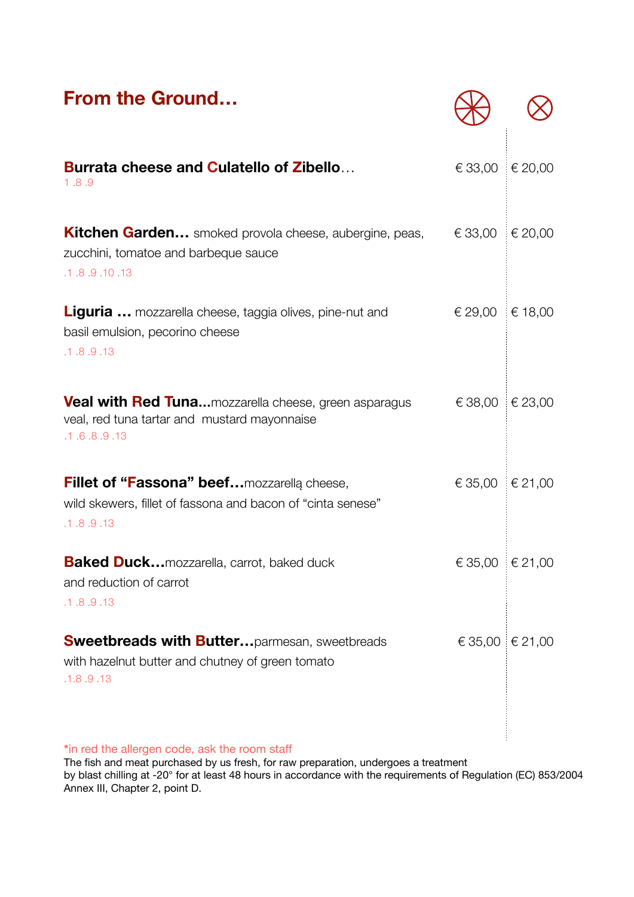# From the Ground…

| | | |
|---|---|---|
| **Burrata cheese and Culatello of Zibello…**<br>1 .8 .9 | € 33,00 | € 20,00 |
| **Kitchen Garden…** smoked provola cheese, aubergine, peas, zucchini, tomatoe and barbeque sauce<br>.1 .8 .9 .10 .13 | € 33,00 | € 20,00 |
| **Liguria …** mozzarella cheese, taggia olives, pine-nut and basil emulsion, pecorino cheese<br>.1 .8 .9 .13 | € 29,00 | € 18,00 |
| **Veal with Red Tuna…**mozzarella cheese, green asparagus veal, red tuna tartar and mustard mayonnaise<br>.1 .6 .8 .9 .13 | € 38,00 | € 23,00 |
| **Fillet of "Fassona" beef…**mozzarellą cheese, wild skewers, fillet of fassona and bacon of "cinta senese"<br>.1 .8 .9 .13 | € 35,00 | € 21,00 |
| **Baked Duck…**mozzarella, carrot, baked duck and reduction of carrot<br>.1 .8 .9 .13 | € 35,00 | € 21,00 |
| **Sweetbreads with Butter…**parmesan, sweetbreads with hazelnut butter and chutney of green tomato<br>.1.8 .9 .13 | € 35,00 | € 21,00 |

*in red the allergen code, ask the room staff

The fish and meat purchased by us fresh, for raw preparation, undergoes a treatment by blast chilling at -20° for at least 48 hours in accordance with the requirements of Regulation (EC) 853/2004 Annex III, Chapter 2, point D.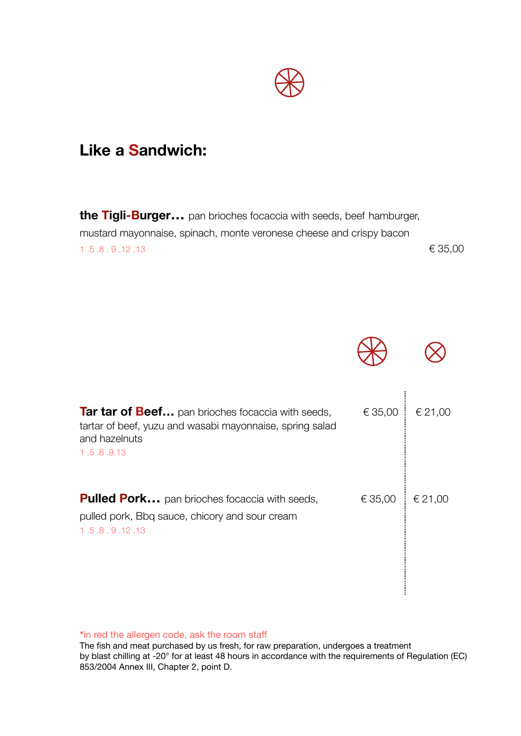## Like a Sandwich:

**the Tigli-Burger…** pan brioches focaccia with seeds, beef hamburger, mustard mayonnaise, spinach, monte veronese cheese and crispy bacon
1 .5 .8 . 9 .12 .13 € 35,00

| | | |
|---|---|---|
| **Tar tar of Beef…** pan brioches focaccia with seeds, tartar of beef, yuzu and wasabi mayonnaise, spring salad and hazelnuts<br>1 .5 .8 .9.13 | € 35,00 | € 21,00 |
| **Pulled Pork…** pan brioches focaccia with seeds, pulled pork, Bbq sauce, chicory and sour cream<br>1 .5 .8 . 9 .12 .13 | € 35,00 | € 21,00 |

*in red the allergen code, ask the room staff
The fish and meat purchased by us fresh, for raw preparation, undergoes a treatment by blast chilling at -20° for at least 48 hours in accordance with the requirements of Regulation (EC) 853/2004 Annex III, Chapter 2, point D.